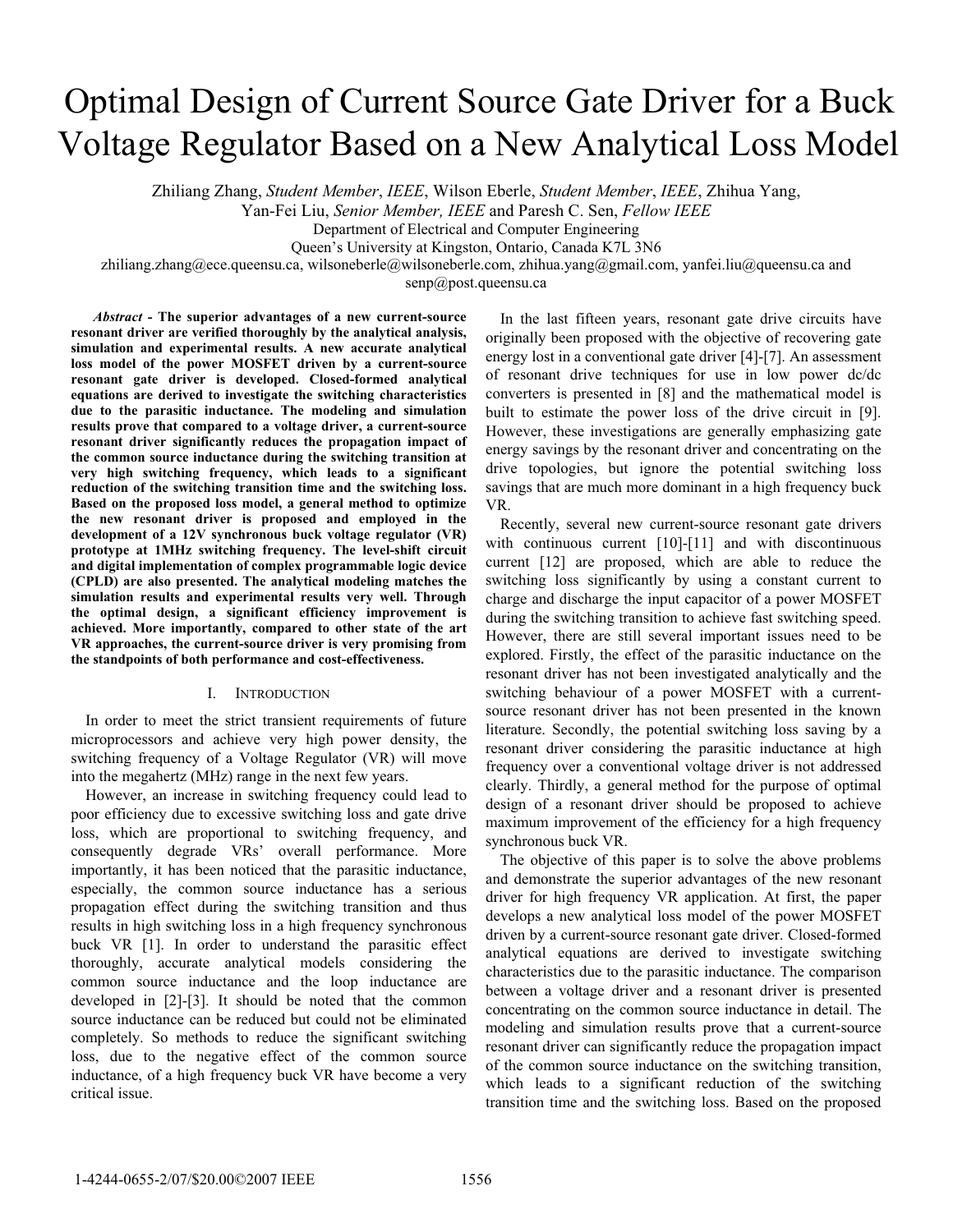# Optimal Design of Current Source Gate Driver for a Buck Voltage Regulator Based on a New Analytical Loss Model

Zhiliang Zhang, *Student Member*, *IEEE*, Wilson Eberle, *Student Member*, *IEEE*, Zhihua Yang, Yan-Fei Liu, *Senior Member, IEEE* and Paresh C. Sen, *Fellow IEEE*

Department of Electrical and Computer Engineering
Queen's University at Kingston, Ontario, Canada K7L 3N6
zhiliang.zhang@ece.queensu.ca, wilsoneberle@wilsoneberle.com, zhihua.yang@gmail.com, yanfei.liu@queensu.ca and senp@post.queensu.ca

***Abstract* - The superior advantages of a new current-source resonant driver are verified thoroughly by the analytical analysis, simulation and experimental results. A new accurate analytical loss model of the power MOSFET driven by a current-source resonant gate driver is developed. Closed-formed analytical equations are derived to investigate the switching characteristics due to the parasitic inductance. The modeling and simulation results prove that compared to a voltage driver, a current-source resonant driver significantly reduces the propagation impact of the common source inductance during the switching transition at very high switching frequency, which leads to a significant reduction of the switching transition time and the switching loss. Based on the proposed loss model, a general method to optimize the new resonant driver is proposed and employed in the development of a 12V synchronous buck voltage regulator (VR) prototype at 1MHz switching frequency. The level-shift circuit and digital implementation of complex programmable logic device (CPLD) are also presented. The analytical modeling matches the simulation results and experimental results very well. Through the optimal design, a significant efficiency improvement is achieved. More importantly, compared to other state of the art VR approaches, the current-source driver is very promising from the standpoints of both performance and cost-effectiveness.**

## I. Introduction

In order to meet the strict transient requirements of future microprocessors and achieve very high power density, the switching frequency of a Voltage Regulator (VR) will move into the megahertz (MHz) range in the next few years.

However, an increase in switching frequency could lead to poor efficiency due to excessive switching loss and gate drive loss, which are proportional to switching frequency, and consequently degrade VRs' overall performance. More importantly, it has been noticed that the parasitic inductance, especially, the common source inductance has a serious propagation effect during the switching transition and thus results in high switching loss in a high frequency synchronous buck VR [1]. In order to understand the parasitic effect thoroughly, accurate analytical models considering the common source inductance and the loop inductance are developed in [2]-[3]. It should be noted that the common source inductance can be reduced but could not be eliminated completely. So methods to reduce the significant switching loss, due to the negative effect of the common source inductance, of a high frequency buck VR have become a very critical issue.

In the last fifteen years, resonant gate drive circuits have originally been proposed with the objective of recovering gate energy lost in a conventional gate driver [4]-[7]. An assessment of resonant drive techniques for use in low power dc/dc converters is presented in [8] and the mathematical model is built to estimate the power loss of the drive circuit in [9]. However, these investigations are generally emphasizing gate energy savings by the resonant driver and concentrating on the drive topologies, but ignore the potential switching loss savings that are much more dominant in a high frequency buck VR.

Recently, several new current-source resonant gate drivers with continuous current [10]-[11] and with discontinuous current [12] are proposed, which are able to reduce the switching loss significantly by using a constant current to charge and discharge the input capacitor of a power MOSFET during the switching transition to achieve fast switching speed. However, there are still several important issues need to be explored. Firstly, the effect of the parasitic inductance on the resonant driver has not been investigated analytically and the switching behaviour of a power MOSFET with a current-source resonant driver has not been presented in the known literature. Secondly, the potential switching loss saving by a resonant driver considering the parasitic inductance at high frequency over a conventional voltage driver is not addressed clearly. Thirdly, a general method for the purpose of optimal design of a resonant driver should be proposed to achieve maximum improvement of the efficiency for a high frequency synchronous buck VR.

The objective of this paper is to solve the above problems and demonstrate the superior advantages of the new resonant driver for high frequency VR application. At first, the paper develops a new analytical loss model of the power MOSFET driven by a current-source resonant gate driver. Closed-formed analytical equations are derived to investigate switching characteristics due to the parasitic inductance. The comparison between a voltage driver and a resonant driver is presented concentrating on the common source inductance in detail. The modeling and simulation results prove that a current-source resonant driver can significantly reduce the propagation impact of the common source inductance on the switching transition, which leads to a significant reduction of the switching transition time and the switching loss. Based on the proposed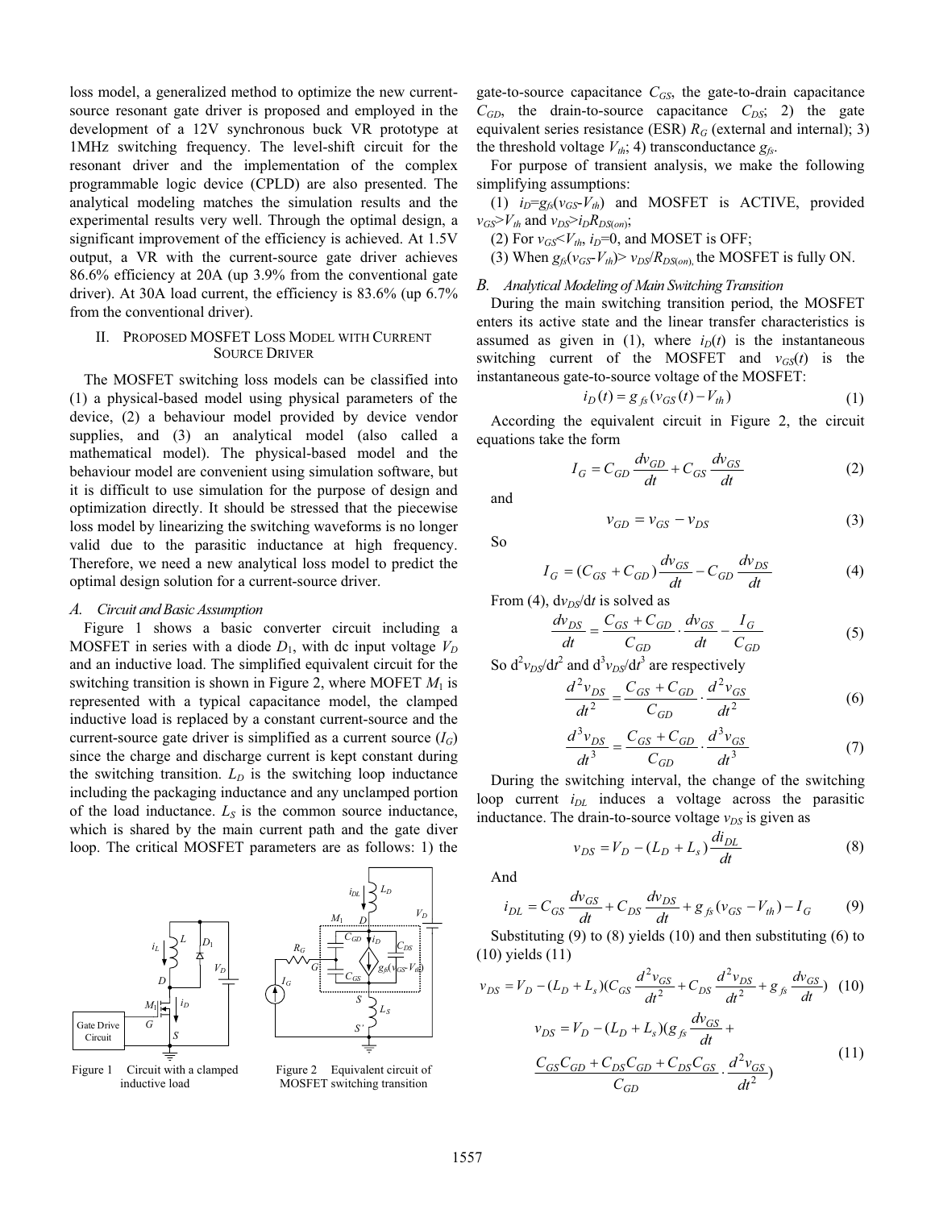loss model, a generalized method to optimize the new current-source resonant gate driver is proposed and employed in the development of a 12V synchronous buck VR prototype at 1MHz switching frequency. The level-shift circuit for the resonant driver and the implementation of the complex programmable logic device (CPLD) are also presented. The analytical modeling matches the simulation results and the experimental results very well. Through the optimal design, a significant improvement of the efficiency is achieved. At 1.5V output, a VR with the current-source gate driver achieves 86.6% efficiency at 20A (up 3.9% from the conventional gate driver). At 30A load current, the efficiency is 83.6% (up 6.7% from the conventional driver).

## II. Proposed MOSFET Loss Model with Current Source Driver

The MOSFET switching loss models can be classified into (1) a physical-based model using physical parameters of the device, (2) a behaviour model provided by device vendor supplies, and (3) an analytical model (also called a mathematical model). The physical-based model and the behaviour model are convenient using simulation software, but it is difficult to use simulation for the purpose of design and optimization directly. It should be stressed that the piecewise loss model by linearizing the switching waveforms is no longer valid due to the parasitic inductance at high frequency. Therefore, we need a new analytical loss model to predict the optimal design solution for a current-source driver.

### A. Circuit and Basic Assumption

Figure 1 shows a basic converter circuit including a MOSFET in series with a diode $D_1$, with dc input voltage $V_D$ and an inductive load. The simplified equivalent circuit for the switching transition is shown in Figure 2, where MOFET $M_1$ is represented with a typical capacitance model, the clamped inductive load is replaced by a constant current-source and the current-source gate driver is simplified as a current source ($I_G$) since the charge and discharge current is kept constant during the switching transition. $L_D$ is the switching loop inductance including the packaging inductance and any unclamped portion of the load inductance. $L_S$ is the common source inductance, which is shared by the main current path and the gate diver loop. The critical MOSFET parameters are as follows: 1) the gate-to-source capacitance $C_{GS}$, the gate-to-drain capacitance $C_{GD}$, the drain-to-source capacitance $C_{DS}$; 2) the gate equivalent series resistance (ESR) $R_G$ (external and internal); 3) the threshold voltage $V_{th}$; 4) transconductance $g_{fs}$.

Figure 1 Circuit with a clamped inductive load

Figure 2 Equivalent circuit of MOSFET switching transition

For purpose of transient analysis, we make the following simplifying assumptions:

(1) $i_D=g_{fs}(v_{GS}-V_{th})$ and MOSFET is ACTIVE, provided $v_{GS}>V_{th}$ and $v_{DS}>i_D R_{DS(on)}$;

(2) For $v_{GS}<V_{th}$, $i_D$=0, and MOSET is OFF;

(3) When $g_{fs}(v_{GS}-V_{th})> v_{DS}/R_{DS(on)}$, the MOSFET is fully ON.

### B. Analytical Modeling of Main Switching Transition

During the main switching transition period, the MOSFET enters its active state and the linear transfer characteristics is assumed as given in (1), where $i_D(t)$ is the instantaneous switching current of the MOSFET and $v_{GS}(t)$ is the instantaneous gate-to-source voltage of the MOSFET:

$$i_D(t) = g_{fs}(v_{GS}(t) - V_{th}) \tag{1}$$

According the equivalent circuit in Figure 2, the circuit equations take the form

$$I_G = C_{GD}\frac{dv_{GD}}{dt} + C_{GS}\frac{dv_{GS}}{dt} \tag{2}$$

and

$$v_{GD} = v_{GS} - v_{DS} \tag{3}$$

So

$$I_G = (C_{GS} + C_{GD})\frac{dv_{GS}}{dt} - C_{GD}\frac{dv_{DS}}{dt} \tag{4}$$

From (4), $dv_{DS}/dt$ is solved as

$$\frac{dv_{DS}}{dt} = \frac{C_{GS}+C_{GD}}{C_{GD}} \cdot \frac{dv_{GS}}{dt} - \frac{I_G}{C_{GD}} \tag{5}$$

So $d^2v_{DS}/dt^2$ and $d^3v_{DS}/dt^3$ are respectively

$$\frac{d^2v_{DS}}{dt^2} = \frac{C_{GS}+C_{GD}}{C_{GD}} \cdot \frac{d^2v_{GS}}{dt^2} \tag{6}$$

$$\frac{d^3v_{DS}}{dt^3} = \frac{C_{GS}+C_{GD}}{C_{GD}} \cdot \frac{d^3v_{GS}}{dt^3} \tag{7}$$

During the switching interval, the change of the switching loop current $i_{DL}$ induces a voltage across the parasitic inductance. The drain-to-source voltage $v_{DS}$ is given as

$$v_{DS} = V_D - (L_D + L_s)\frac{di_{DL}}{dt} \tag{8}$$

And

$$i_{DL} = C_{GS}\frac{dv_{GS}}{dt} + C_{DS}\frac{dv_{DS}}{dt} + g_{fs}(v_{GS} - V_{th}) - I_G \tag{9}$$

Substituting (9) to (8) yields (10) and then substituting (6) to (10) yields (11)

$$v_{DS} = V_D - (L_D + L_s)(C_{GS}\frac{d^2v_{GS}}{dt^2} + C_{DS}\frac{d^2v_{DS}}{dt^2} + g_{fs}\frac{dv_{GS}}{dt}) \tag{10}$$

$$v_{DS} = V_D - (L_D + L_s)(g_{fs}\frac{dv_{GS}}{dt} + \frac{C_{GS}C_{GD} + C_{DS}C_{GD} + C_{DS}C_{GS}}{C_{GD}} \cdot \frac{d^2v_{GS}}{dt^2}) \tag{11}$$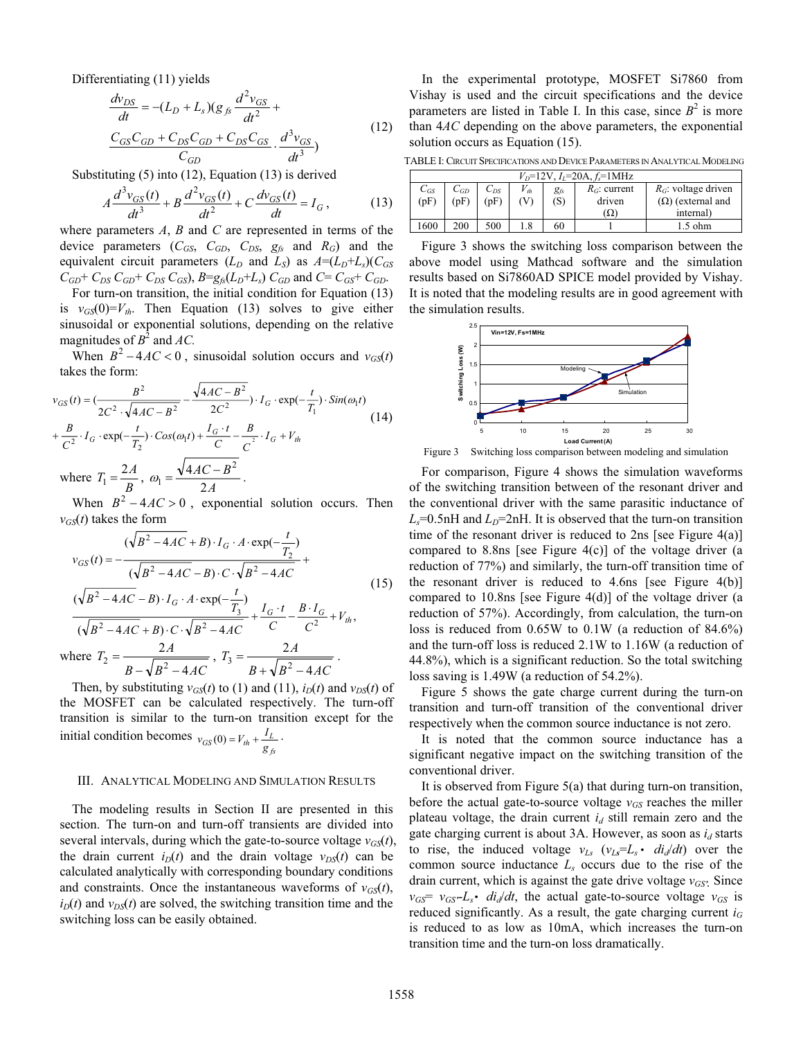Differentiating (11) yields

$$\frac{dv_{DS}}{dt} = -(L_D + L_s)(g_{fs}\frac{d^2v_{GS}}{dt^2} + \frac{C_{GS}C_{GD} + C_{DS}C_{GD} + C_{DS}C_{GS}}{C_{GD}} \cdot \frac{d^3v_{GS}}{dt^3}) \tag{12}$$

Substituting (5) into (12), Equation (13) is derived

$$A\frac{d^3v_{GS}(t)}{dt^3} + B\frac{d^2v_{GS}(t)}{dt^2} + C\frac{dv_{GS}(t)}{dt} = I_G, \tag{13}$$

where parameters *A*, *B* and *C* are represented in terms of the device parameters ($C_{GS}$, $C_{GD}$, $C_{DS}$, $g_{fs}$ and $R_G$) and the equivalent circuit parameters ($L_D$ and $L_S$) as $A=(L_D+L_s)(C_{GS}C_{GD}+C_{DS}C_{GD}+C_{DS}C_{GS})$, $B=g_{fs}(L_D+L_s)C_{GD}$ and $C=C_{GS}+C_{GD}$.

For turn-on transition, the initial condition for Equation (13) is $v_{GS}(0)=V_{th}$. Then Equation (13) solves to give either sinusoidal or exponential solutions, depending on the relative magnitudes of $B^2$ and $AC$.

When $B^2-4AC<0$, sinusoidal solution occurs and $v_{GS}(t)$ takes the form:

$$v_{GS}(t) = (\frac{B^2}{2C^2\cdot\sqrt{4AC-B^2}} - \frac{\sqrt{4AC-B^2}}{2C^2})\cdot I_G\cdot\exp(-\frac{t}{T_1})\cdot Sin(\omega_1 t) + \frac{B}{C^2}\cdot I_G\cdot\exp(-\frac{t}{T_2})\cdot Cos(\omega_1 t) + \frac{I_G\cdot t}{C} - \frac{B}{C^2}\cdot I_G + V_{th} \tag{14}$$

where $T_1 = \frac{2A}{B}$, $\omega_1 = \frac{\sqrt{4AC-B^2}}{2A}$.

When $B^2-4AC>0$, exponential solution occurs. Then $v_{GS}(t)$ takes the form

$$v_{GS}(t) = -\frac{(\sqrt{B^2-4AC}+B)\cdot I_G\cdot A\cdot\exp(-\frac{t}{T_2})}{(\sqrt{B^2-4AC}-B)\cdot C\cdot\sqrt{B^2-4AC}} + \frac{(\sqrt{B^2-4AC}-B)\cdot I_G\cdot A\cdot\exp(-\frac{t}{T_3})}{(\sqrt{B^2-4AC}+B)\cdot C\cdot\sqrt{B^2-4AC}} + \frac{I_G\cdot t}{C} - \frac{B\cdot I_G}{C^2} + V_{th}, \tag{15}$$

where $T_2 = \frac{2A}{B-\sqrt{B^2-4AC}}$, $T_3 = \frac{2A}{B+\sqrt{B^2-4AC}}$.

Then, by substituting $v_{GS}(t)$ to (1) and (11), $i_D(t)$ and $v_{DS}(t)$ of the MOSFET can be calculated respectively. The turn-off transition is similar to the turn-on transition except for the initial condition becomes $v_{GS}(0) = V_{th} + \frac{I_L}{g_{fs}}$.

## III. Analytical Modeling and Simulation Results

The modeling results in Section II are presented in this section. The turn-on and turn-off transients are divided into several intervals, during which the gate-to-source voltage $v_{GS}(t)$, the drain current $i_D(t)$ and the drain voltage $v_{DS}(t)$ can be calculated analytically with corresponding boundary conditions and constraints. Once the instantaneous waveforms of $v_{GS}(t)$, $i_D(t)$ and $v_{DS}(t)$ are solved, the switching transition time and the switching loss can be easily obtained.

In the experimental prototype, MOSFET Si7860 from Vishay is used and the circuit specifications and the device parameters are listed in Table I. In this case, since $B^2$ is more than $4AC$ depending on the above parameters, the exponential solution occurs as Equation (15).

TABLE I: Circuit Specifications and Device Parameters in Analytical Modeling

| $V_D$=12V, $I_L$=20A, $f_s$=1MHz | | | | | | |
|---|---|---|---|---|---|---|
| $C_{GS}$ (pF) | $C_{GD}$ (pF) | $C_{DS}$ (pF) | $V_{th}$ (V) | $g_{fs}$ (S) | $R_G$: current driven (Ω) | $R_G$: voltage driven (Ω) (external and internal) |
| 1600 | 200 | 500 | 1.8 | 60 | 1 | 1.5 ohm |

Figure 3 shows the switching loss comparison between the above model using Mathcad software and the simulation results based on Si7860AD SPICE model provided by Vishay. It is noted that the modeling results are in good agreement with the simulation results.

Figure 3 Switching loss comparison between modeling and simulation

For comparison, Figure 4 shows the simulation waveforms of the switching transition between of the resonant driver and the conventional driver with the same parasitic inductance of $L_s$=0.5nH and $L_D$=2nH. It is observed that the turn-on transition time of the resonant driver is reduced to 2ns [see Figure 4(a)] compared to 8.8ns [see Figure 4(c)] of the voltage driver (a reduction of 77%) and similarly, the turn-off transition time of the resonant driver is reduced to 4.6ns [see Figure 4(b)] compared to 10.8ns [see Figure 4(d)] of the voltage driver (a reduction of 57%). Accordingly, from calculation, the turn-on loss is reduced from 0.65W to 0.1W (a reduction of 84.6%) and the turn-off loss is reduced 2.1W to 1.16W (a reduction of 44.8%), which is a significant reduction. So the total switching loss saving is 1.49W (a reduction of 54.2%).

Figure 5 shows the gate charge current during the turn-on transition and turn-off transition of the conventional driver respectively when the common source inductance is not zero.

It is noted that the common source inductance has a significant negative impact on the switching transition of the conventional driver.

It is observed from Figure 5(a) that during turn-on transition, before the actual gate-to-source voltage $v_{GS}$ reaches the miller plateau voltage, the drain current $i_d$ still remain zero and the gate charging current is about 3A. However, as soon as $i_d$ starts to rise, the induced voltage $v_{Ls}$ ($v_{Ls}=L_s\cdot di_d/dt$) over the common source inductance $L_s$ occurs due to the rise of the drain current, which is against the gate drive voltage $v_{GS'}$. Since $v_{GS}=v_{GS'}-L_s\cdot di_d/dt$, the actual gate-to-source voltage $v_{GS}$ is reduced significantly. As a result, the gate charging current $i_G$ is reduced to as low as 10mA, which increases the turn-on transition time and the turn-on loss dramatically.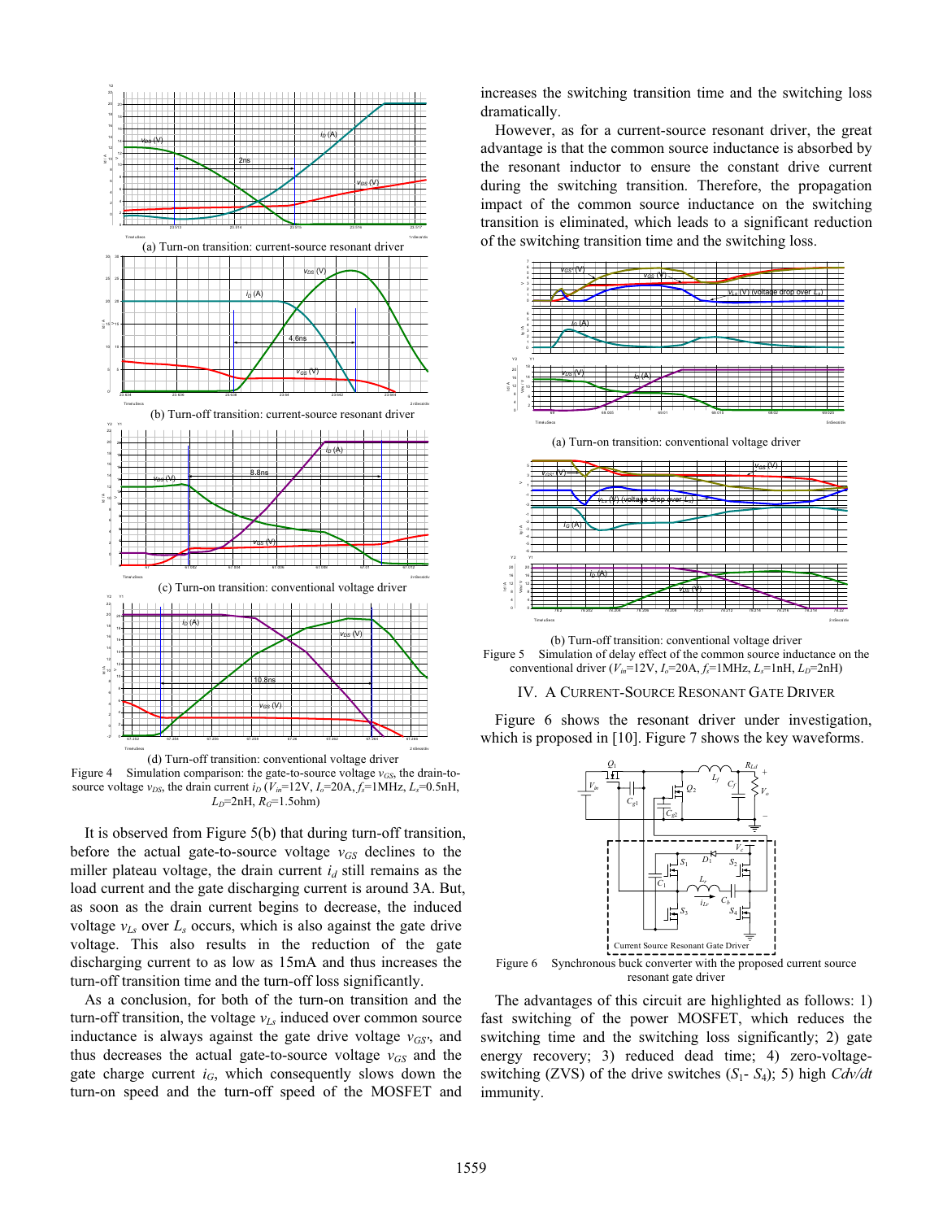(a) Turn-on transition: current-source resonant driver

(b) Turn-off transition: current-source resonant driver

(c) Turn-on transition: conventional voltage driver

(d) Turn-off transition: conventional voltage driver

Figure 4 Simulation comparison: the gate-to-source voltage $v_{GS}$, the drain-to-source voltage $v_{DS}$, the drain current $i_D$ ($V_{in}$=12V, $I_o$=20A, $f_s$=1MHz, $L_s$=0.5nH, $L_D$=2nH, $R_G$=1.5ohm)

It is observed from Figure 5(b) that during turn-off transition, before the actual gate-to-source voltage $v_{GS}$ declines to the miller plateau voltage, the drain current $i_d$ still remains as the load current and the gate discharging current is around 3A. But, as soon as the drain current begins to decrease, the induced voltage $v_{Ls}$ over $L_s$ occurs, which is also against the gate drive voltage. This also results in the reduction of the gate discharging current to as low as 15mA and thus increases the turn-off transition time and the turn-off loss significantly.

As a conclusion, for both of the turn-on transition and the turn-off transition, the voltage $v_{Ls}$ induced over common source inductance is always against the gate drive voltage $v_{GS'}$, and thus decreases the actual gate-to-source voltage $v_{GS}$ and the gate charge current $i_G$, which consequently slows down the turn-on speed and the turn-off speed of the MOSFET and increases the switching transition time and the switching loss dramatically.

However, as for a current-source resonant driver, the great advantage is that the common source inductance is absorbed by the resonant inductor to ensure the constant drive current during the switching transition. Therefore, the propagation impact of the common source inductance on the switching transition is eliminated, which leads to a significant reduction of the switching transition time and the switching loss.

(a) Turn-on transition: conventional voltage driver

(b) Turn-off transition: conventional voltage driver

Figure 5 Simulation of delay effect of the common source inductance on the conventional driver ($V_{in}$=12V, $I_o$=20A, $f_s$=1MHz, $L_s$=1nH, $L_D$=2nH)

## IV. A Current-Source Resonant Gate Driver

Figure 6 shows the resonant driver under investigation, which is proposed in [10]. Figure 7 shows the key waveforms.

Figure 6 Synchronous buck converter with the proposed current source resonant gate driver

The advantages of this circuit are highlighted as follows: 1) fast switching of the power MOSFET, which reduces the switching time and the switching loss significantly; 2) gate energy recovery; 3) reduced dead time; 4) zero-voltage-switching (ZVS) of the drive switches ($S_1$- $S_4$); 5) high *Cdv/dt* immunity.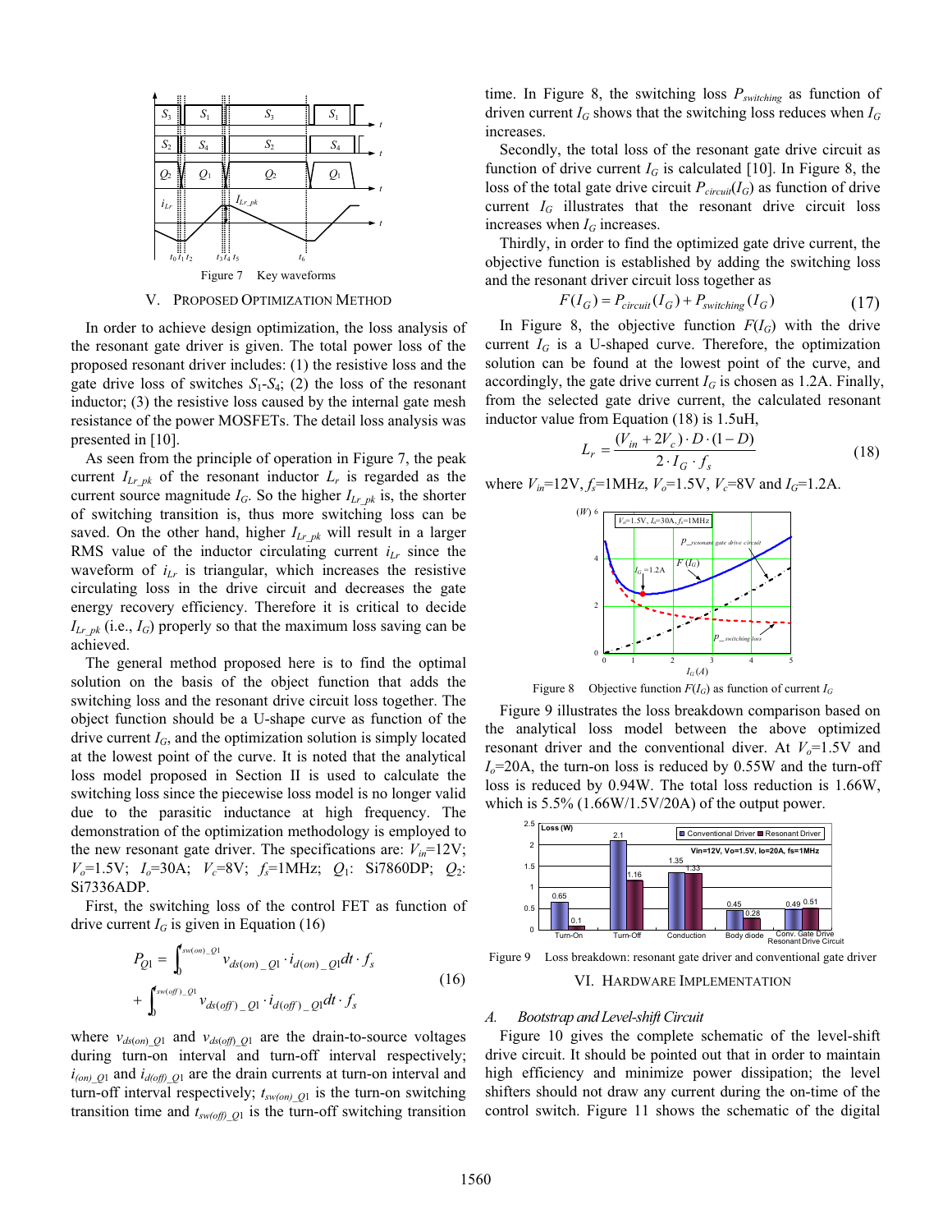Figure 7 Key waveforms

## V. PROPOSED OPTIMIZATION METHOD

In order to achieve design optimization, the loss analysis of the resonant gate driver is given. The total power loss of the proposed resonant driver includes: (1) the resistive loss and the gate drive loss of switches $S_1$-$S_4$; (2) the loss of the resonant inductor; (3) the resistive loss caused by the internal gate mesh resistance of the power MOSFETs. The detail loss analysis was presented in [10].

As seen from the principle of operation in Figure 7, the peak current $I_{Lr\_pk}$ of the resonant inductor $L_r$ is regarded as the current source magnitude $I_G$. So the higher $I_{Lr\_pk}$ is, the shorter of switching transition is, thus more switching loss can be saved. On the other hand, higher $I_{Lr\_pk}$ will result in a larger RMS value of the inductor circulating current $i_{Lr}$ since the waveform of $i_{Lr}$ is triangular, which increases the resistive circulating loss in the drive circuit and decreases the gate energy recovery efficiency. Therefore it is critical to decide $I_{Lr\_pk}$ (i.e., $I_G$) properly so that the maximum loss saving can be achieved.

The general method proposed here is to find the optimal solution on the basis of the object function that adds the switching loss and the resonant drive circuit loss together. The object function should be a U-shape curve as function of the drive current $I_G$, and the optimization solution is simply located at the lowest point of the curve. It is noted that the analytical loss model proposed in Section II is used to calculate the switching loss since the piecewise loss model is no longer valid due to the parasitic inductance at high frequency. The demonstration of the optimization methodology is employed to the new resonant gate driver. The specifications are: $V_{in}$=12V; $V_o$=1.5V; $I_o$=30A; $V_c$=8V; $f_s$=1MHz; $Q_1$: Si7860DP; $Q_2$: Si7336ADP.

First, the switching loss of the control FET as function of drive current $I_G$ is given in Equation (16)

$$P_{Q1} = \int_0^{t_{sw(on)\_Q1}} v_{ds(on)\_Q1} \cdot i_{d(on)\_Q1} dt \cdot f_s + \int_0^{t_{sw(off)\_Q1}} v_{ds(off)\_Q1} \cdot i_{d(off)\_Q1} dt \cdot f_s \tag{16}$$

where $v_{ds(on)\_Q1}$ and $v_{ds(off)\_Q1}$ are the drain-to-source voltages during turn-on interval and turn-off interval respectively; $i_{(on)\_Q1}$ and $i_{d(off)\_Q1}$ are the drain currents at turn-on interval and turn-off interval respectively; $t_{sw(on)\_Q1}$ is the turn-on switching transition time and $t_{sw(off)\_Q1}$ is the turn-off switching transition time. In Figure 8, the switching loss $P_{switching}$ as function of driven current $I_G$ shows that the switching loss reduces when $I_G$ increases.

Secondly, the total loss of the resonant gate drive circuit as function of drive current $I_G$ is calculated [10]. In Figure 8, the loss of the total gate drive circuit $P_{circuit}(I_G)$ as function of drive current $I_G$ illustrates that the resonant drive circuit loss increases when $I_G$ increases.

Thirdly, in order to find the optimized gate drive current, the objective function is established by adding the switching loss and the resonant drive circuit loss together as

$$F(I_G) = P_{circuit}(I_G) + P_{switching}(I_G) \tag{17}$$

In Figure 8, the objective function $F(I_G)$ with the drive current $I_G$ is a U-shaped curve. Therefore, the optimization solution can be found at the lowest point of the curve, and accordingly, the gate drive current $I_G$ is chosen as 1.2A. Finally, from the selected gate drive current, the calculated resonant inductor value from Equation (18) is 1.5uH,

$$L_r = \frac{(V_{in} + 2V_c) \cdot D \cdot (1 - D)}{2 \cdot I_G \cdot f_s} \tag{18}$$

where $V_{in}$=12V, $f_s$=1MHz, $V_o$=1.5V, $V_c$=8V and $I_G$=1.2A.

Figure 8 Objective function $F(I_G)$ as function of current $I_G$

Figure 9 illustrates the loss breakdown comparison based on the analytical loss model between the above optimized resonant driver and the conventional diver. At $V_o$=1.5V and $I_o$=20A, the turn-on loss is reduced by 0.55W and the turn-off loss is reduced by 0.94W. The total loss reduction is 1.66W, which is 5.5% (1.66W/1.5V/20A) of the output power.

Figure 9 Loss breakdown: resonant gate driver and conventional gate driver

## VI. HARDWARE IMPLEMENTATION

### A. Bootstrap and Level-shift Circuit

Figure 10 gives the complete schematic of the level-shift drive circuit. It should be pointed out that in order to maintain high efficiency and minimize power dissipation; the level shifters should not draw any current during the on-time of the control switch. Figure 11 shows the schematic of the digital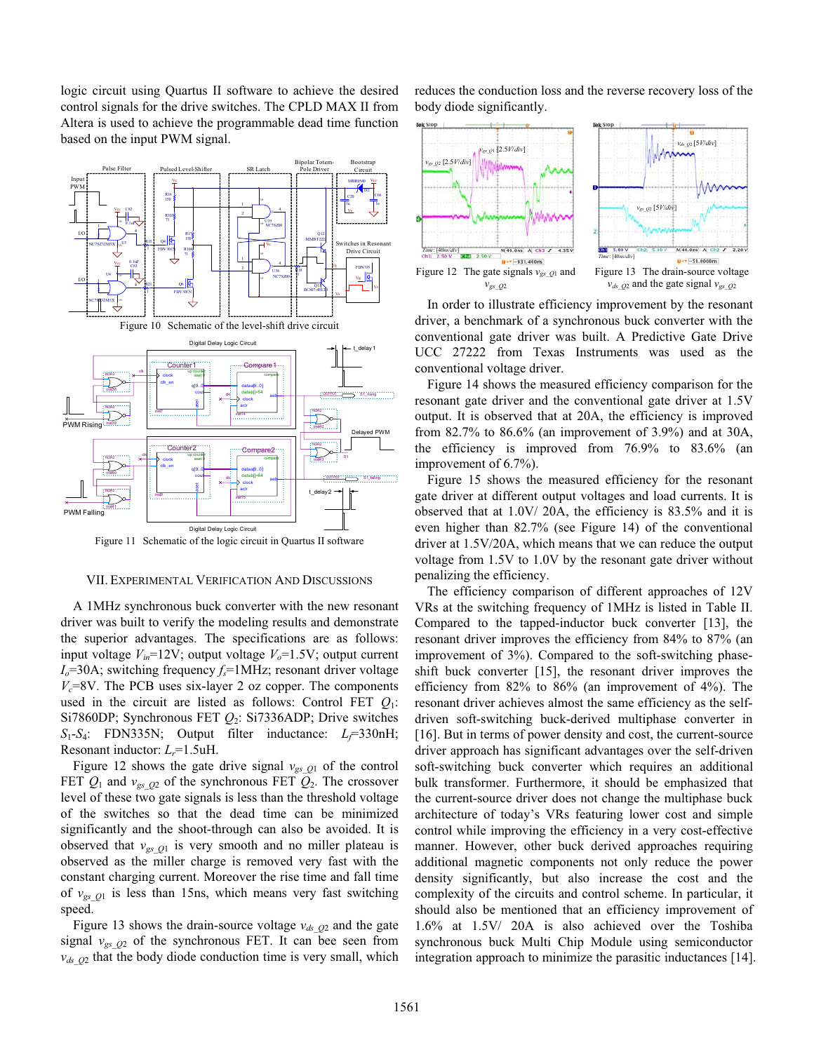logic circuit using Quartus II software to achieve the desired control signals for the drive switches. The CPLD MAX II from Altera is used to achieve the programmable dead time function based on the input PWM signal.

Figure 10 Schematic of the level-shift drive circuit

Figure 11 Schematic of the logic circuit in Quartus II software

## VII. Experimental Verification And Discussions

A 1MHz synchronous buck converter with the new resonant driver was built to verify the modeling results and demonstrate the superior advantages. The specifications are as follows: input voltage $V_{in}$=12V; output voltage $V_o$=1.5V; output current $I_o$=30A; switching frequency $f_s$=1MHz; resonant driver voltage $V_c$=8V. The PCB uses six-layer 2 oz copper. The components used in the circuit are listed as follows: Control FET $Q_1$: Si7860DP; Synchronous FET $Q_2$: Si7336ADP; Drive switches $S_1$-$S_4$: FDN335N; Output filter inductance: $L_f$=330nH; Resonant inductor: $L_r$=1.5uH.

Figure 12 shows the gate drive signal $v_{gs\_Q1}$ of the control FET $Q_1$ and $v_{gs\_Q2}$ of the synchronous FET $Q_2$. The crossover level of these two gate signals is less than the threshold voltage of the switches so that the dead time can be minimized significantly and the shoot-through can also be avoided. It is observed that $v_{gs\_Q1}$ is very smooth and no miller plateau is observed as the miller charge is removed very fast with the constant charging current. Moreover the rise time and fall time of $v_{gs\_Q1}$ is less than 15ns, which means very fast switching speed.

Figure 13 shows the drain-source voltage $v_{ds\_Q2}$ and the gate signal $v_{gs\_Q2}$ of the synchronous FET. It can bee seen from $v_{ds\_Q2}$ that the body diode conduction time is very small, which reduces the conduction loss and the reverse recovery loss of the body diode significantly.

Figure 12 The gate signals $v_{gs\_Q1}$ and $v_{gs\_Q2}$

Figure 13 The drain-source voltage $v_{ds\_Q2}$ and the gate signal $v_{gs\_Q2}$

In order to illustrate efficiency improvement by the resonant driver, a benchmark of a synchronous buck converter with the conventional gate driver was built. A Predictive Gate Drive UCC 27222 from Texas Instruments was used as the conventional voltage driver.

Figure 14 shows the measured efficiency comparison for the resonant gate driver and the conventional gate driver at 1.5V output. It is observed that at 20A, the efficiency is improved from 82.7% to 86.6% (an improvement of 3.9%) and at 30A, the efficiency is improved from 76.9% to 83.6% (an improvement of 6.7%).

Figure 15 shows the measured efficiency for the resonant gate driver at different output voltages and load currents. It is observed that at 1.0V/ 20A, the efficiency is 83.5% and it is even higher than 82.7% (see Figure 14) of the conventional driver at 1.5V/20A, which means that we can reduce the output voltage from 1.5V to 1.0V by the resonant gate driver without penalizing the efficiency.

The efficiency comparison of different approaches of 12V VRs at the switching frequency of 1MHz is listed in Table II. Compared to the tapped-inductor buck converter [13], the resonant driver improves the efficiency from 84% to 87% (an improvement of 3%). Compared to the soft-switching phase-shift buck converter [15], the resonant driver improves the efficiency from 82% to 86% (an improvement of 4%). The resonant driver achieves almost the same efficiency as the self-driven soft-switching buck-derived multiphase converter in [16]. But in terms of power density and cost, the current-source driver approach has significant advantages over the self-driven soft-switching buck converter which requires an additional bulk transformer. Furthermore, it should be emphasized that the current-source driver does not change the multiphase buck architecture of today's VRs featuring lower cost and simple control while improving the efficiency in a very cost-effective manner. However, other buck derived approaches requiring additional magnetic components not only reduce the power density significantly, but also increase the cost and the complexity of the circuits and control scheme. In particular, it should also be mentioned that an efficiency improvement of 1.6% at 1.5V/ 20A is also achieved over the Toshiba synchronous buck Multi Chip Module using semiconductor integration approach to minimize the parasitic inductances [14].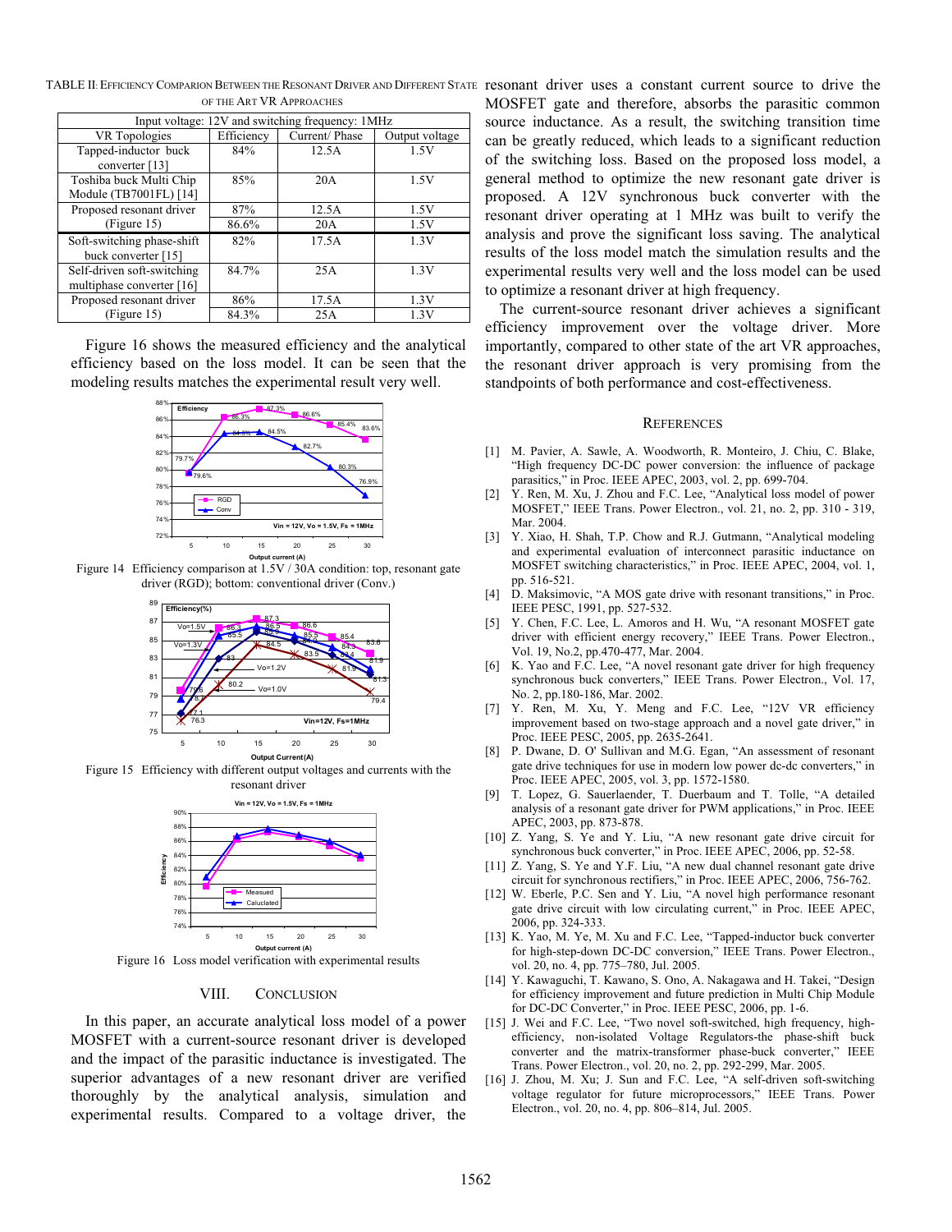TABLE II: EFFICIENCY COMPARION BETWEEN THE RESONANT DRIVER AND DIFFERENT STATE OF THE ART VR APPROACHES

| Input voltage: 12V and switching frequency: 1MHz | | | |
|---|---|---|---|
| VR Topologies | Efficiency | Current/ Phase | Output voltage |
| Tapped-inductor buck converter [13] | 84% | 12.5A | 1.5V |
| Toshiba buck Multi Chip Module (TB7001FL) [14] | 85% | 20A | 1.5V |
| Proposed resonant driver (Figure 15) | 87% | 12.5A | 1.5V |
| | 86.6% | 20A | 1.5V |
| Soft-switching phase-shift buck converter [15] | 82% | 17.5A | 1.3V |
| Self-driven soft-switching multiphase converter [16] | 84.7% | 25A | 1.3V |
| Proposed resonant driver (Figure 15) | 86% | 17.5A | 1.3V |
| | 84.3% | 25A | 1.3V |

Figure 16 shows the measured efficiency and the analytical efficiency based on the loss model. It can be seen that the modeling results matches the experimental result very well.

Efficiency
RGD
Conv
Vin = 12V, Vo = 1.5V, Fs = 1MHz
Output current (A)

Figure 14 Efficiency comparison at 1.5V / 30A condition: top, resonant gate driver (RGD); bottom: conventional driver (Conv.)

Efficiency(%)
Vo=1.5V
Vo=1.3V
Vo=1.2V
Vo=1.0V
Vin=12V, Fs=1MHz
Output Current(A)

Figure 15 Efficiency with different output voltages and currents with the resonant driver

Vin = 12V, Vo = 1.5V, Fs = 1MHz
Efficiency
Measued
Caluclated
Output current (A)

Figure 16 Loss model verification with experimental results

## VIII. CONCLUSION

In this paper, an accurate analytical loss model of a power MOSFET with a current-source resonant driver is developed and the impact of the parasitic inductance is investigated. The superior advantages of a new resonant driver are verified thoroughly by the analytical analysis, simulation and experimental results. Compared to a voltage driver, the resonant driver uses a constant current source to drive the MOSFET gate and therefore, absorbs the parasitic common source inductance. As a result, the switching transition time can be greatly reduced, which leads to a significant reduction of the switching loss. Based on the proposed loss model, a general method to optimize the new resonant gate driver is proposed. A 12V synchronous buck converter with the resonant driver operating at 1 MHz was built to verify the analysis and prove the significant loss saving. The analytical results of the loss model match the simulation results and the experimental results very well and the loss model can be used to optimize a resonant driver at high frequency.

The current-source resonant driver achieves a significant efficiency improvement over the voltage driver. More importantly, compared to other state of the art VR approaches, the resonant driver approach is very promising from the standpoints of both performance and cost-effectiveness.

## REFERENCES

[1] M. Pavier, A. Sawle, A. Woodworth, R. Monteiro, J. Chiu, C. Blake, "High frequency DC-DC power conversion: the influence of package parasitics," in Proc. IEEE APEC, 2003, vol. 2, pp. 699-704.

[2] Y. Ren, M. Xu, J. Zhou and F.C. Lee, "Analytical loss model of power MOSFET," IEEE Trans. Power Electron., vol. 21, no. 2, pp. 310 - 319, Mar. 2004.

[3] Y. Xiao, H. Shah, T.P. Chow and R.J. Gutmann, "Analytical modeling and experimental evaluation of interconnect parasitic inductance on MOSFET switching characteristics," in Proc. IEEE APEC, 2004, vol. 1, pp. 516-521.

[4] D. Maksimovic, "A MOS gate drive with resonant transitions," in Proc. IEEE PESC, 1991, pp. 527-532.

[5] Y. Chen, F.C. Lee, L. Amoros and H. Wu, "A resonant MOSFET gate driver with efficient energy recovery," IEEE Trans. Power Electron., Vol. 19, No.2, pp.470-477, Mar. 2004.

[6] K. Yao and F.C. Lee, "A novel resonant gate driver for high frequency synchronous buck converters," IEEE Trans. Power Electron., Vol. 17, No. 2, pp.180-186, Mar. 2002.

[7] Y. Ren, M. Xu, Y. Meng and F.C. Lee, "12V VR efficiency improvement based on two-stage approach and a novel gate driver," in Proc. IEEE PESC, 2005, pp. 2635-2641.

[8] P. Dwane, D. O' Sullivan and M.G. Egan, "An assessment of resonant gate drive techniques for use in modern low power dc-dc converters," in Proc. IEEE APEC, 2005, vol. 3, pp. 1572-1580.

[9] T. Lopez, G. Sauerlaender, T. Duerbaum and T. Tolle, "A detailed analysis of a resonant gate driver for PWM applications," in Proc. IEEE APEC, 2003, pp. 873-878.

[10] Z. Yang, S. Ye and Y. Liu, "A new resonant gate drive circuit for synchronous buck converter," in Proc. IEEE APEC, 2006, pp. 52-58.

[11] Z. Yang, S. Ye and Y.F. Liu, "A new dual channel resonant gate drive circuit for synchronous rectifiers," in Proc. IEEE APEC, 2006, 756-762.

[12] W. Eberle, P.C. Sen and Y. Liu, "A novel high performance resonant gate drive circuit with low circulating current," in Proc. IEEE APEC, 2006, pp. 324-333.

[13] K. Yao, M. Ye, M. Xu and F.C. Lee, "Tapped-inductor buck converter for high-step-down DC-DC conversion," IEEE Trans. Power Electron., vol. 20, no. 4, pp. 775–780, Jul. 2005.

[14] Y. Kawaguchi, T. Kawano, S. Ono, A. Nakagawa and H. Takei, "Design for efficiency improvement and future prediction in Multi Chip Module for DC-DC Converter," in Proc. IEEE PESC, 2006, pp. 1-6.

[15] J. Wei and F.C. Lee, "Two novel soft-switched, high frequency, high-efficiency, non-isolated Voltage Regulators-the phase-shift buck converter and the matrix-transformer phase-buck converter," IEEE Trans. Power Electron., vol. 20, no. 2, pp. 292-299, Mar. 2005.

[16] J. Zhou, M. Xu; J. Sun and F.C. Lee, "A self-driven soft-switching voltage regulator for future microprocessors," IEEE Trans. Power Electron., vol. 20, no. 4, pp. 806–814, Jul. 2005.